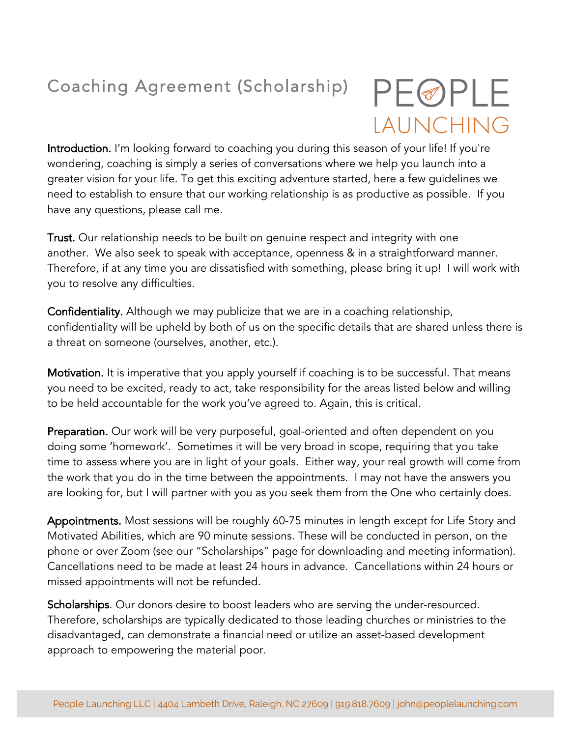# Coaching Agreement (Scholarship)

PEOPLE LAUNCHING

**Introduction.** I'm looking forward to coaching you during this season of your life! If you're wondering, coaching is simply a series of conversations where we help you launch into a greater vision for your life. To get this exciting adventure started, here a few guidelines we need to establish to ensure that our working relationship is as productive as possible. If you have any questions, please call me.

**Trust.** Our relationship needs to be built on genuine respect and integrity with one another. We also seek to speak with acceptance, openness & in a straightforward manner. Therefore, if at any time you are dissatisfied with something, please bring it up! I will work with you to resolve any difficulties.

**Confidentiality.** Although we may publicize that we are in a coaching relationship, confidentiality will be upheld by both of us on the specific details that are shared unless there is a threat on someone (ourselves, another, etc.).

**Motivation.** It is imperative that you apply yourself if coaching is to be successful. That means you need to be excited, ready to act, take responsibility for the areas listed below and willing to be held accountable for the work you've agreed to. Again, this is critical.

**Preparation.** Our work will be very purposeful, goal-oriented and often dependent on you doing some 'homework'. Sometimes it will be very broad in scope, requiring that you take time to assess where you are in light of your goals. Either way, your real growth will come from the work that you do in the time between the appointments. I may not have the answers you are looking for, but I will partner with you as you seek them from the One who certainly does.

**Appointments.** Most sessions will be roughly 60-75 minutes in length except for Life Story and Motivated Abilities, which are 90 minute sessions. These will be conducted in person, on the phone or over Zoom (see our "Scholarships" page for downloading and meeting information). Cancellations need to be made at least 24 hours in advance. Cancellations within 24 hours or missed appointments will not be refunded.

**Scholarships**. Our donors desire to boost leaders who are serving the under-resourced. Therefore, scholarships are typically dedicated to those leading churches or ministries to the disadvantaged, can demonstrate a financial need or utilize an asset-based development approach to empowering the material poor.

People Launching LLC | 4404 Lambeth Drive, Raleigh, NC 27609 | 919.818.7609 | john@peoplelaunching.com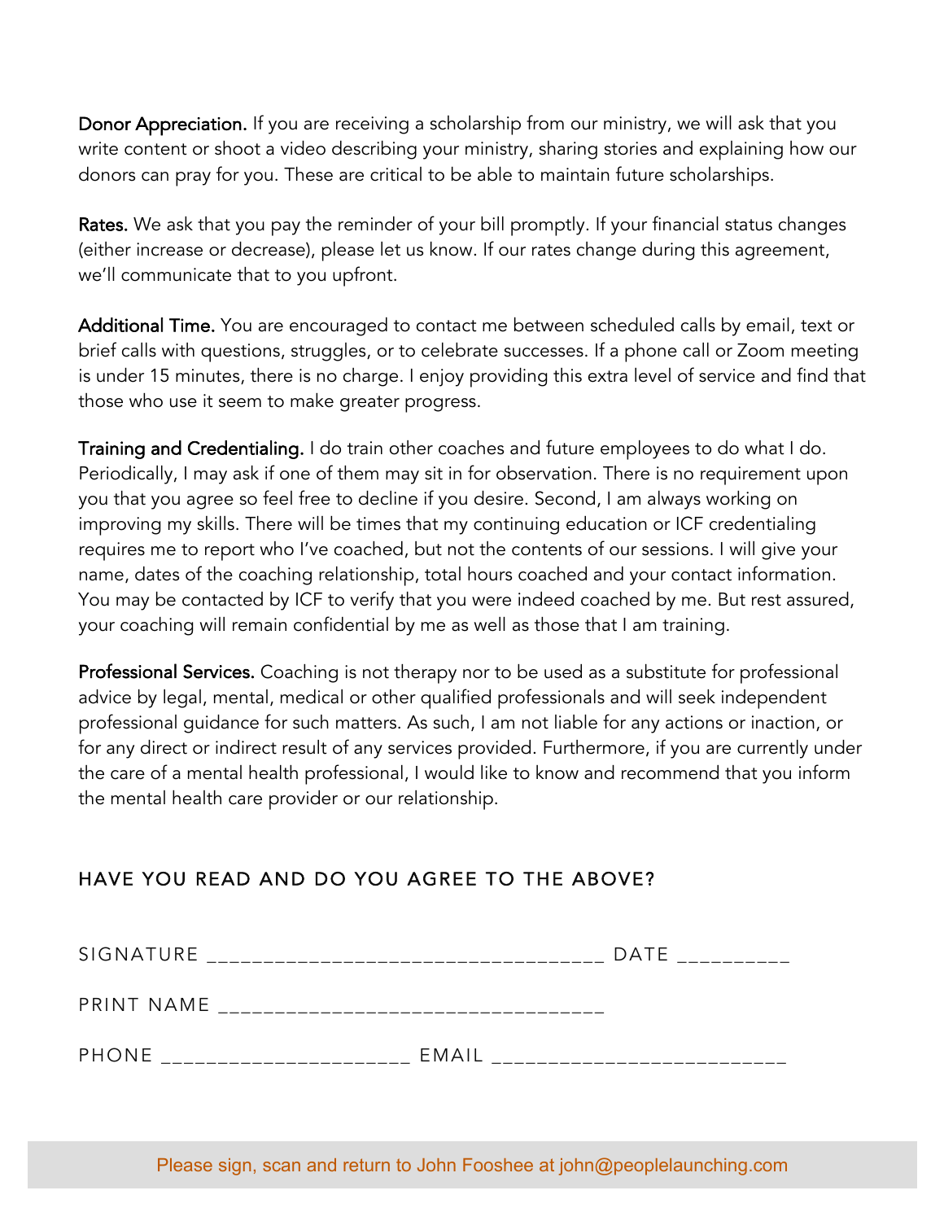**Donor Appreciation.** If you are receiving a scholarship from our ministry, we will ask that you write content or shoot a video describing your ministry, sharing stories and explaining how our donors can pray for you. These are critical to be able to maintain future scholarships.

**Rates.** We ask that you pay the reminder of your bill promptly. If your financial status changes (either increase or decrease), please let us know. If our rates change during this agreement, we'll communicate that to you upfront.

**Additional Time.** You are encouraged to contact me between scheduled calls by email, text or brief calls with questions, struggles, or to celebrate successes. If a phone call or Zoom meeting is under 15 minutes, there is no charge. I enjoy providing this extra level of service and find that those who use it seem to make greater progress.

**Training and Credentialing.** I do train other coaches and future employees to do what I do. Periodically, I may ask if one of them may sit in for observation. There is no requirement upon you that you agree so feel free to decline if you desire. Second, I am always working on improving my skills. There will be times that my continuing education or ICF credentialing requires me to report who I've coached, but not the contents of our sessions. I will give your name, dates of the coaching relationship, total hours coached and your contact information. You may be contacted by ICF to verify that you were indeed coached by me. But rest assured, your coaching will remain confidential by me as well as those that I am training.

**Professional Services.** Coaching is not therapy nor to be used as a substitute for professional advice by legal, mental, medical or other qualified professionals and will seek independent professional guidance for such matters. As such, I am not liable for any actions or inaction, or for any direct or indirect result of any services provided. Furthermore, if you are currently under the care of a mental health professional, I would like to know and recommend that you inform the mental health care provider or our relationship.

## HAVE YOU READ AND DO YOU AGREE TO THE ABOVE?

SIGNATURE ___________________________________ DATE __________

PRINT NAME __________________________________

PHONE ______________________ EMAIL __________________________

Please sign, scan and return to John Fooshee at john@peoplelaunching.com